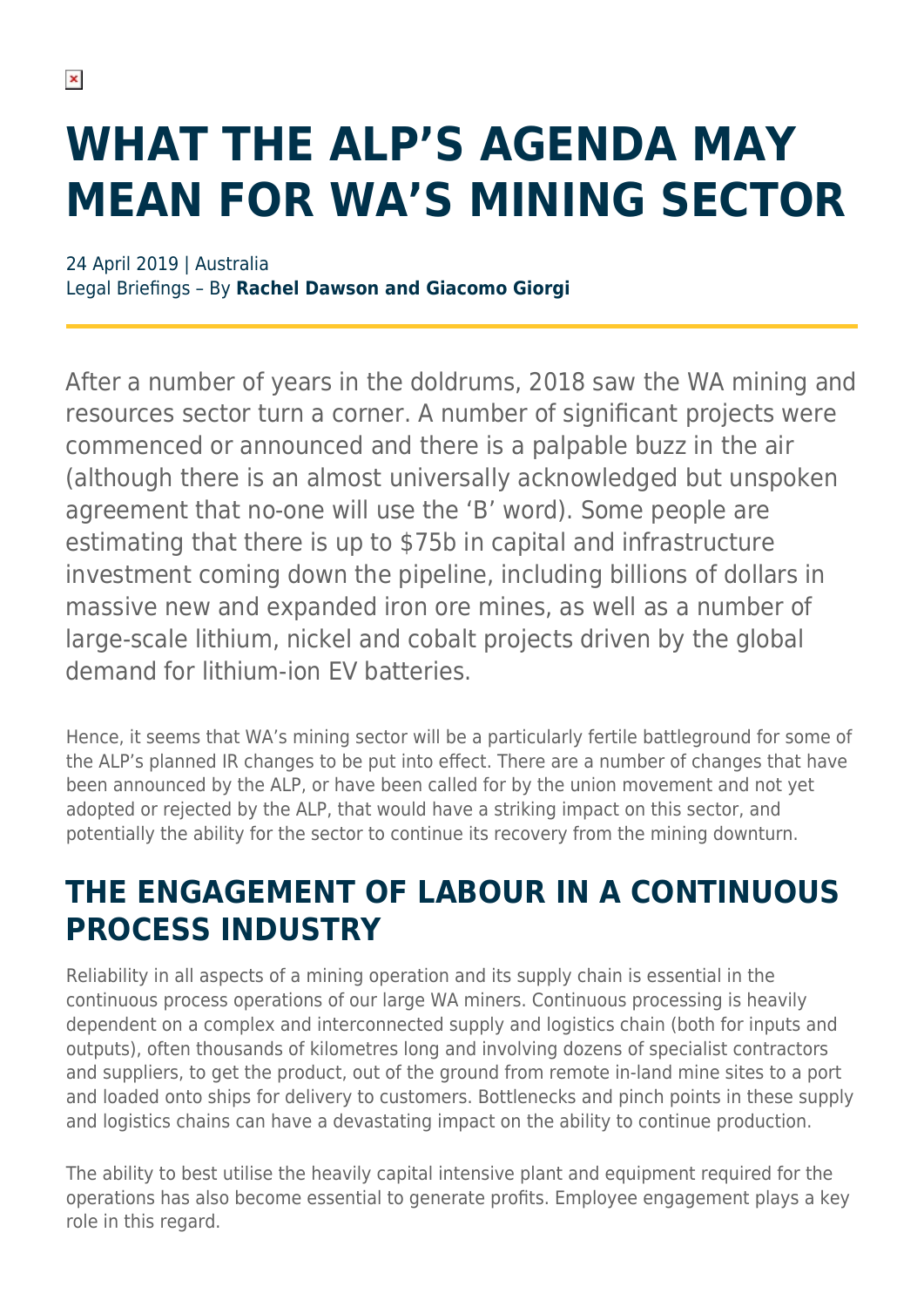# WHAT THE ALP'S AGENDA MAY MEAN FOR WA'S MINING SECTOR

24 April 2019 | Australia
Legal Briefings – By **Rachel Dawson and Giacomo Giorgi**

After a number of years in the doldrums, 2018 saw the WA mining and resources sector turn a corner. A number of significant projects were commenced or announced and there is a palpable buzz in the air (although there is an almost universally acknowledged but unspoken agreement that no-one will use the 'B' word). Some people are estimating that there is up to $75b in capital and infrastructure investment coming down the pipeline, including billions of dollars in massive new and expanded iron ore mines, as well as a number of large-scale lithium, nickel and cobalt projects driven by the global demand for lithium-ion EV batteries.

Hence, it seems that WA's mining sector will be a particularly fertile battleground for some of the ALP's planned IR changes to be put into effect. There are a number of changes that have been announced by the ALP, or have been called for by the union movement and not yet adopted or rejected by the ALP, that would have a striking impact on this sector, and potentially the ability for the sector to continue its recovery from the mining downturn.

## THE ENGAGEMENT OF LABOUR IN A CONTINUOUS PROCESS INDUSTRY

Reliability in all aspects of a mining operation and its supply chain is essential in the continuous process operations of our large WA miners. Continuous processing is heavily dependent on a complex and interconnected supply and logistics chain (both for inputs and outputs), often thousands of kilometres long and involving dozens of specialist contractors and suppliers, to get the product, out of the ground from remote in-land mine sites to a port and loaded onto ships for delivery to customers. Bottlenecks and pinch points in these supply and logistics chains can have a devastating impact on the ability to continue production.

The ability to best utilise the heavily capital intensive plant and equipment required for the operations has also become essential to generate profits. Employee engagement plays a key role in this regard.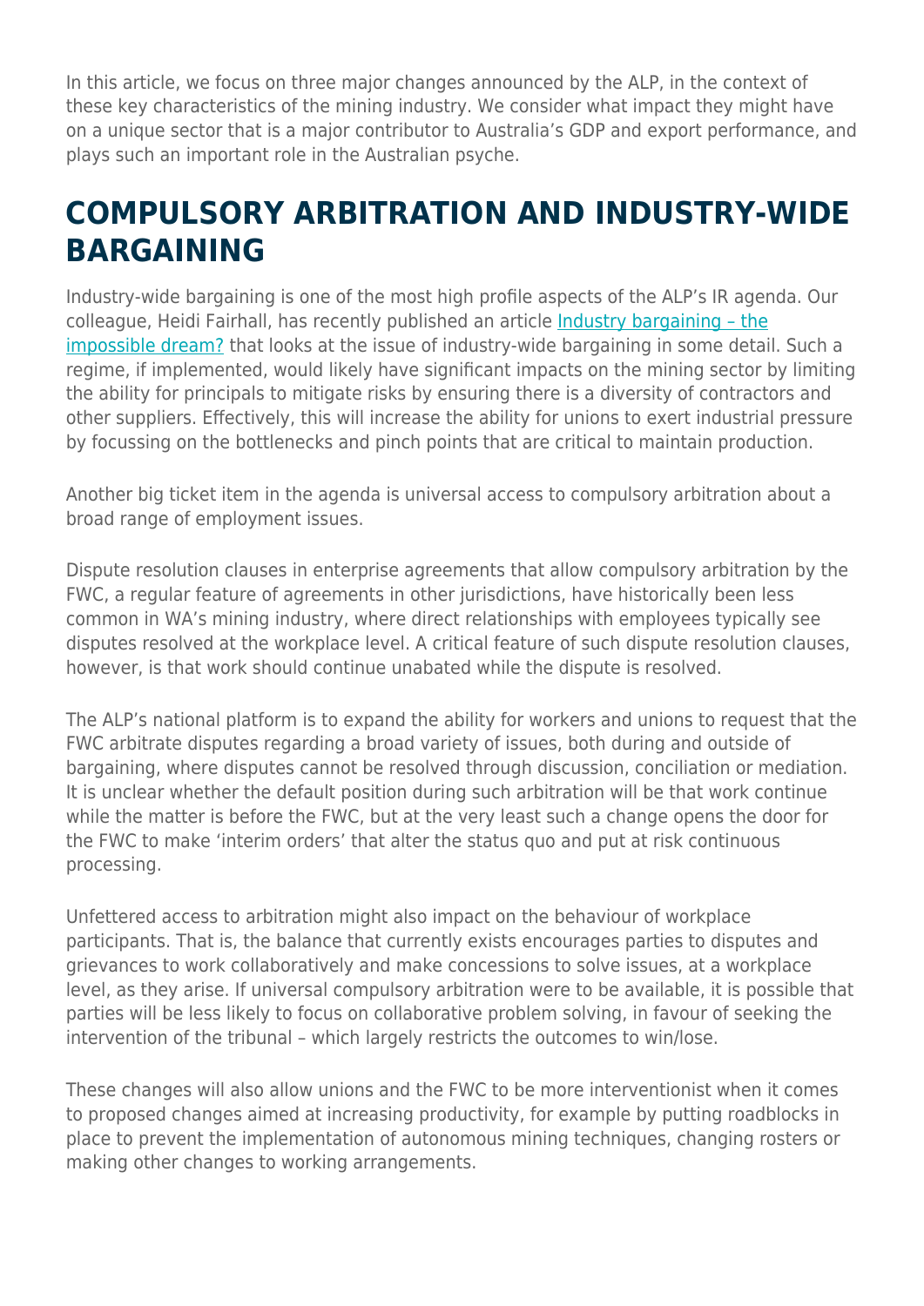In this article, we focus on three major changes announced by the ALP, in the context of these key characteristics of the mining industry. We consider what impact they might have on a unique sector that is a major contributor to Australia's GDP and export performance, and plays such an important role in the Australian psyche.

## COMPULSORY ARBITRATION AND INDUSTRY-WIDE BARGAINING

Industry-wide bargaining is one of the most high profile aspects of the ALP's IR agenda. Our colleague, Heidi Fairhall, has recently published an article [Industry bargaining – the impossible dream?] that looks at the issue of industry-wide bargaining in some detail. Such a regime, if implemented, would likely have significant impacts on the mining sector by limiting the ability for principals to mitigate risks by ensuring there is a diversity of contractors and other suppliers. Effectively, this will increase the ability for unions to exert industrial pressure by focussing on the bottlenecks and pinch points that are critical to maintain production.

Another big ticket item in the agenda is universal access to compulsory arbitration about a broad range of employment issues.

Dispute resolution clauses in enterprise agreements that allow compulsory arbitration by the FWC, a regular feature of agreements in other jurisdictions, have historically been less common in WA's mining industry, where direct relationships with employees typically see disputes resolved at the workplace level. A critical feature of such dispute resolution clauses, however, is that work should continue unabated while the dispute is resolved.

The ALP's national platform is to expand the ability for workers and unions to request that the FWC arbitrate disputes regarding a broad variety of issues, both during and outside of bargaining, where disputes cannot be resolved through discussion, conciliation or mediation. It is unclear whether the default position during such arbitration will be that work continue while the matter is before the FWC, but at the very least such a change opens the door for the FWC to make 'interim orders' that alter the status quo and put at risk continuous processing.

Unfettered access to arbitration might also impact on the behaviour of workplace participants. That is, the balance that currently exists encourages parties to disputes and grievances to work collaboratively and make concessions to solve issues, at a workplace level, as they arise. If universal compulsory arbitration were to be available, it is possible that parties will be less likely to focus on collaborative problem solving, in favour of seeking the intervention of the tribunal – which largely restricts the outcomes to win/lose.

These changes will also allow unions and the FWC to be more interventionist when it comes to proposed changes aimed at increasing productivity, for example by putting roadblocks in place to prevent the implementation of autonomous mining techniques, changing rosters or making other changes to working arrangements.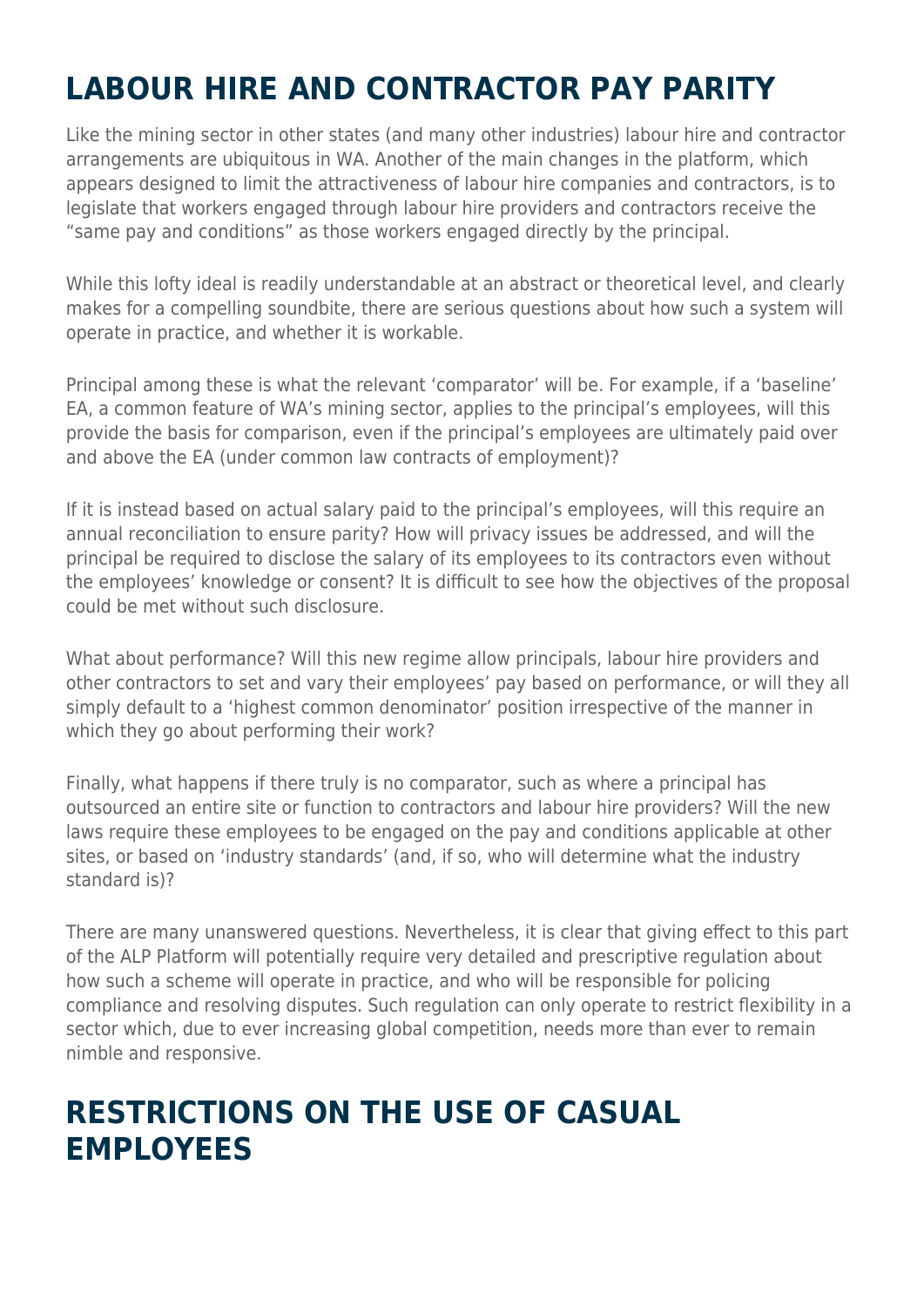## LABOUR HIRE AND CONTRACTOR PAY PARITY

Like the mining sector in other states (and many other industries) labour hire and contractor arrangements are ubiquitous in WA. Another of the main changes in the platform, which appears designed to limit the attractiveness of labour hire companies and contractors, is to legislate that workers engaged through labour hire providers and contractors receive the "same pay and conditions" as those workers engaged directly by the principal.

While this lofty ideal is readily understandable at an abstract or theoretical level, and clearly makes for a compelling soundbite, there are serious questions about how such a system will operate in practice, and whether it is workable.

Principal among these is what the relevant 'comparator' will be. For example, if a 'baseline' EA, a common feature of WA's mining sector, applies to the principal's employees, will this provide the basis for comparison, even if the principal's employees are ultimately paid over and above the EA (under common law contracts of employment)?

If it is instead based on actual salary paid to the principal's employees, will this require an annual reconciliation to ensure parity? How will privacy issues be addressed, and will the principal be required to disclose the salary of its employees to its contractors even without the employees' knowledge or consent? It is difficult to see how the objectives of the proposal could be met without such disclosure.

What about performance? Will this new regime allow principals, labour hire providers and other contractors to set and vary their employees' pay based on performance, or will they all simply default to a 'highest common denominator' position irrespective of the manner in which they go about performing their work?

Finally, what happens if there truly is no comparator, such as where a principal has outsourced an entire site or function to contractors and labour hire providers? Will the new laws require these employees to be engaged on the pay and conditions applicable at other sites, or based on 'industry standards' (and, if so, who will determine what the industry standard is)?

There are many unanswered questions. Nevertheless, it is clear that giving effect to this part of the ALP Platform will potentially require very detailed and prescriptive regulation about how such a scheme will operate in practice, and who will be responsible for policing compliance and resolving disputes. Such regulation can only operate to restrict flexibility in a sector which, due to ever increasing global competition, needs more than ever to remain nimble and responsive.

## RESTRICTIONS ON THE USE OF CASUAL EMPLOYEES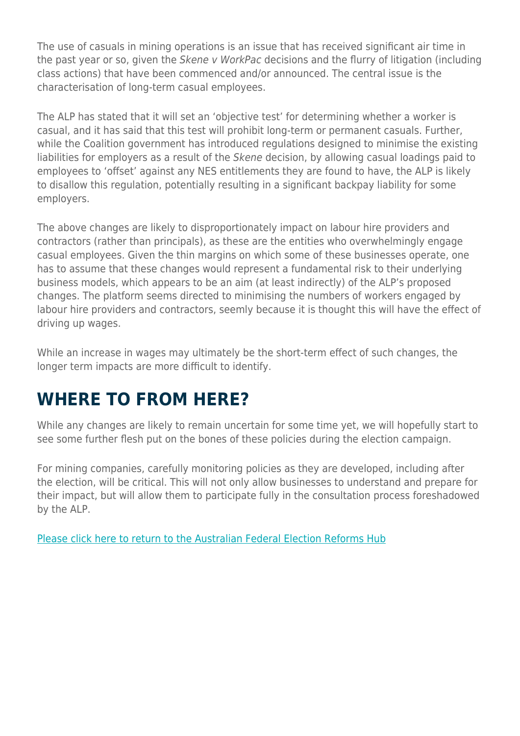The use of casuals in mining operations is an issue that has received significant air time in the past year or so, given the *Skene v WorkPac* decisions and the flurry of litigation (including class actions) that have been commenced and/or announced. The central issue is the characterisation of long-term casual employees.

The ALP has stated that it will set an 'objective test' for determining whether a worker is casual, and it has said that this test will prohibit long-term or permanent casuals. Further, while the Coalition government has introduced regulations designed to minimise the existing liabilities for employers as a result of the *Skene* decision, by allowing casual loadings paid to employees to 'offset' against any NES entitlements they are found to have, the ALP is likely to disallow this regulation, potentially resulting in a significant backpay liability for some employers.

The above changes are likely to disproportionately impact on labour hire providers and contractors (rather than principals), as these are the entities who overwhelmingly engage casual employees. Given the thin margins on which some of these businesses operate, one has to assume that these changes would represent a fundamental risk to their underlying business models, which appears to be an aim (at least indirectly) of the ALP's proposed changes. The platform seems directed to minimising the numbers of workers engaged by labour hire providers and contractors, seemly because it is thought this will have the effect of driving up wages.

While an increase in wages may ultimately be the short-term effect of such changes, the longer term impacts are more difficult to identify.

## WHERE TO FROM HERE?

While any changes are likely to remain uncertain for some time yet, we will hopefully start to see some further flesh put on the bones of these policies during the election campaign.

For mining companies, carefully monitoring policies as they are developed, including after the election, will be critical. This will not only allow businesses to understand and prepare for their impact, but will allow them to participate fully in the consultation process foreshadowed by the ALP.

[Please click here to return to the Australian Federal Election Reforms Hub]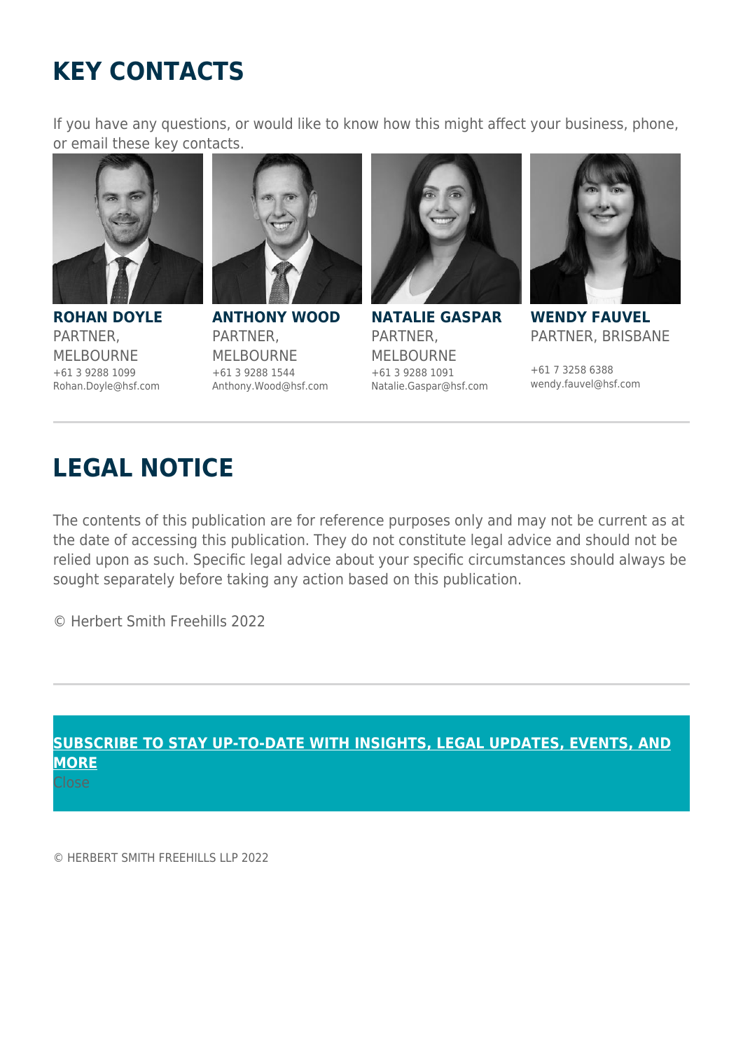# KEY CONTACTS

If you have any questions, or would like to know how this might affect your business, phone, or email these key contacts.

**ROHAN DOYLE**
PARTNER, MELBOURNE
+61 3 9288 1099
Rohan.Doyle@hsf.com

**ANTHONY WOOD**
PARTNER, MELBOURNE
+61 3 9288 1544
Anthony.Wood@hsf.com

**NATALIE GASPAR**
PARTNER, MELBOURNE
+61 3 9288 1091
Natalie.Gaspar@hsf.com

**WENDY FAUVEL**
PARTNER, BRISBANE
+61 7 3258 6388
wendy.fauvel@hsf.com

# LEGAL NOTICE

The contents of this publication are for reference purposes only and may not be current as at the date of accessing this publication. They do not constitute legal advice and should not be relied upon as such. Specific legal advice about your specific circumstances should always be sought separately before taking any action based on this publication.

© Herbert Smith Freehills 2022

**SUBSCRIBE TO STAY UP-TO-DATE WITH INSIGHTS, LEGAL UPDATES, EVENTS, AND MORE**

Close

© HERBERT SMITH FREEHILLS LLP 2022